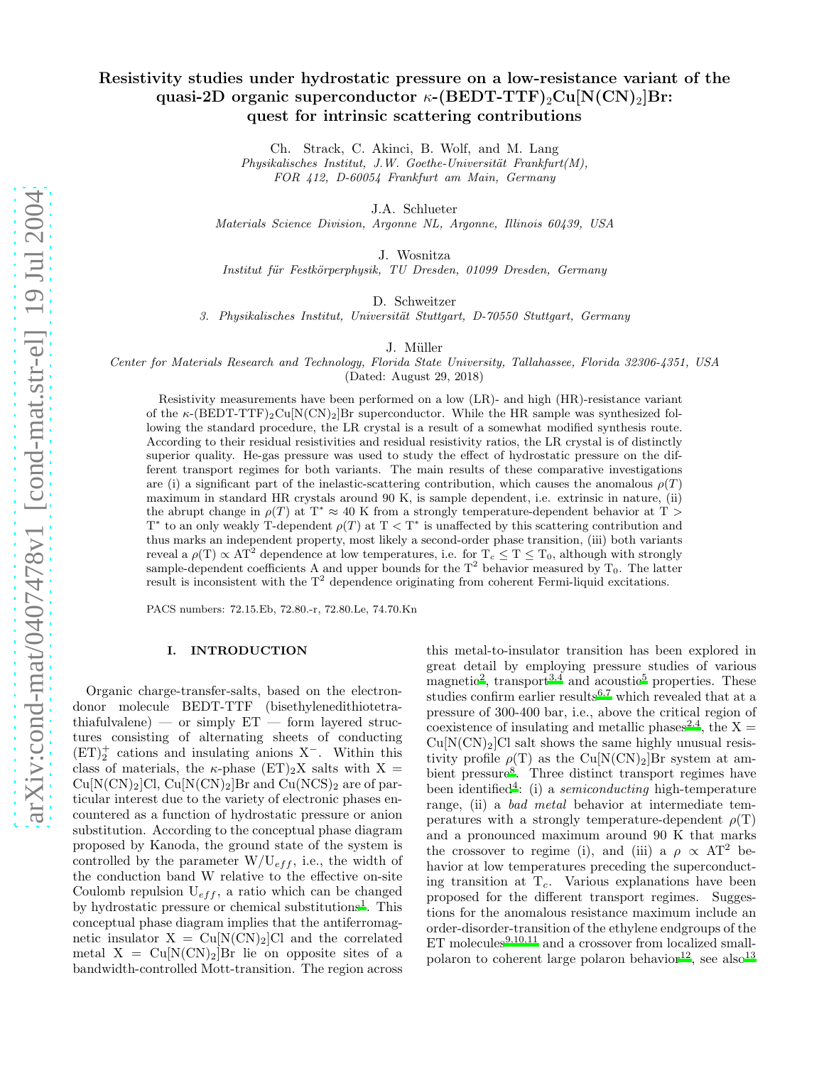# Resistivity studies under hydrostatic pressure on a low-resistance variant of the quasi-2D organic superconductor $\kappa$-(BEDT-TTF)$_2$Cu[N(CN)$_2$]Br: quest for intrinsic scattering contributions

Ch. Strack, C. Akinci, B. Wolf, and M. Lang

*Physikalisches Institut, J.W. Goethe-Universität Frankfurt(M), FOR 412, D-60054 Frankfurt am Main, Germany*

J.A. Schlueter

*Materials Science Division, Argonne NL, Argonne, Illinois 60439, USA*

J. Wosnitza

*Institut für Festkörperphysik, TU Dresden, 01099 Dresden, Germany*

D. Schweitzer

*3. Physikalisches Institut, Universität Stuttgart, D-70550 Stuttgart, Germany*

J. Müller

*Center for Materials Research and Technology, Florida State University, Tallahassee, Florida 32306-4351, USA*

(Dated: August 29, 2018)

Resistivity measurements have been performed on a low (LR)- and high (HR)-resistance variant of the $\kappa$-(BEDT-TTF)$_2$Cu[N(CN)$_2$]Br superconductor. While the HR sample was synthesized following the standard procedure, the LR crystal is a result of a somewhat modified synthesis route. According to their residual resistivities and residual resistivity ratios, the LR crystal is of distinctly superior quality. He-gas pressure was used to study the effect of hydrostatic pressure on the different transport regimes for both variants. The main results of these comparative investigations are (i) a significant part of the inelastic-scattering contribution, which causes the anomalous $\rho(T)$ maximum in standard HR crystals around 90 K, is sample dependent, i.e. extrinsic in nature, (ii) the abrupt change in $\rho(T)$ at $T^* \approx 40$ K from a strongly temperature-dependent behavior at $T > T^*$ to an only weakly T-dependent $\rho(T)$ at $T < T^*$ is unaffected by this scattering contribution and thus marks an independent property, most likely a second-order phase transition, (iii) both variants reveal a $\rho(T) \propto AT^2$ dependence at low temperatures, i.e. for $T_c \leq T \leq T_0$, although with strongly sample-dependent coefficients A and upper bounds for the $T^2$ behavior measured by $T_0$. The latter result is inconsistent with the $T^2$ dependence originating from coherent Fermi-liquid excitations.

PACS numbers: 72.15.Eb, 72.80.-r, 72.80.Le, 74.70.Kn

## I. INTRODUCTION

Organic charge-transfer-salts, based on the electron-donor molecule BEDT-TTF (bisethylenedithiotetrathiafulvalene) — or simply ET — form layered structures consisting of alternating sheets of conducting $(ET)_2^+$ cations and insulating anions $X^-$. Within this class of materials, the $\kappa$-phase $(ET)_2X$ salts with X = Cu[N(CN)$_2$]Cl, Cu[N(CN)$_2$]Br and Cu(NCS)$_2$ are of particular interest due to the variety of electronic phases encountered as a function of hydrostatic pressure or anion substitution. According to the conceptual phase diagram proposed by Kanoda, the ground state of the system is controlled by the parameter $W/U_{eff}$, i.e., the width of the conduction band W relative to the effective on-site Coulomb repulsion $U_{eff}$, a ratio which can be changed by hydrostatic pressure or chemical substitutions[1]. This conceptual phase diagram implies that the antiferromagnetic insulator X = Cu[N(CN)$_2$]Cl and the correlated metal X = Cu[N(CN)$_2$]Br lie on opposite sites of a bandwidth-controlled Mott-transition. The region across this metal-to-insulator transition has been explored in great detail by employing pressure studies of various magnetic[2], transport[3,4] and acoustic[5] properties. These studies confirm earlier results[6,7] which revealed that at a pressure of 300-400 bar, i.e., above the critical region of coexistence of insulating and metallic phases[2,4], the X = Cu[N(CN)$_2$]Cl salt shows the same highly unusual resistivity profile $\rho$(T) as the Cu[N(CN)$_2$]Br system at ambient pressure[8]. Three distinct transport regimes have been identified[4]: (i) a *semiconducting* high-temperature range, (ii) a *bad metal* behavior at intermediate temperatures with a strongly temperature-dependent $\rho$(T) and a pronounced maximum around 90 K that marks the crossover to regime (i), and (iii) a $\rho \propto AT^2$ behavior at low temperatures preceding the superconducting transition at $T_c$. Various explanations have been proposed for the different transport regimes. Suggestions for the anomalous resistance maximum include an order-disorder-transition of the ethylene endgroups of the ET molecules[9,10,11] and a crossover from localized small-polaron to coherent large polaron behavior[12], see also[13]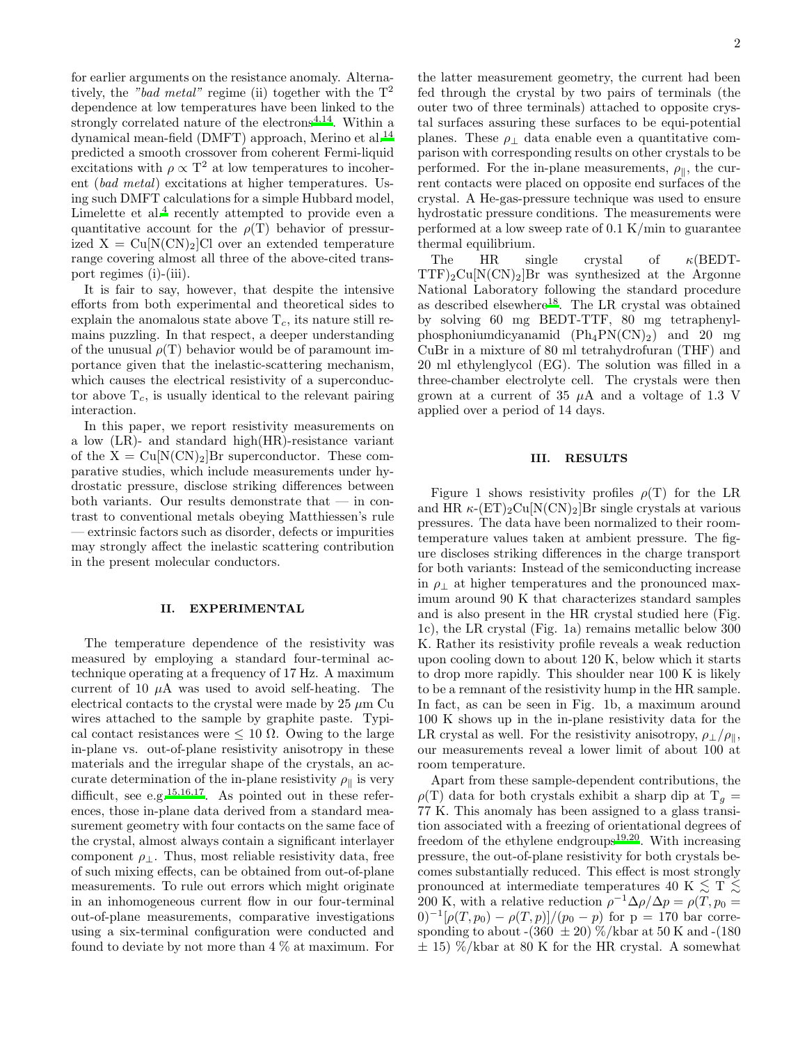for earlier arguments on the resistance anomaly. Alternatively, the *"bad metal"* regime (ii) together with the $T^2$ dependence at low temperatures have been linked to the strongly correlated nature of the electrons[4,14]. Within a dynamical mean-field (DMFT) approach, Merino et al.[14] predicted a smooth crossover from coherent Fermi-liquid excitations with $\rho \propto T^2$ at low temperatures to incoherent (*bad metal*) excitations at higher temperatures. Using such DMFT calculations for a simple Hubbard model, Limelette et al.[4] recently attempted to provide even a quantitative account for the $\rho$(T) behavior of pressurized X = Cu[N(CN)$_2$]Cl over an extended temperature range covering almost all three of the above-cited transport regimes (i)-(iii).

It is fair to say, however, that despite the intensive efforts from both experimental and theoretical sides to explain the anomalous state above $T_c$, its nature still remains puzzling. In that respect, a deeper understanding of the unusual $\rho$(T) behavior would be of paramount importance given that the inelastic-scattering mechanism, which causes the electrical resistivity of a superconductor above $T_c$, is usually identical to the relevant pairing interaction.

In this paper, we report resistivity measurements on a low (LR)- and standard high(HR)-resistance variant of the X = Cu[N(CN)$_2$]Br superconductor. These comparative studies, which include measurements under hydrostatic pressure, disclose striking differences between both variants. Our results demonstrate that — in contrast to conventional metals obeying Matthiessen's rule — extrinsic factors such as disorder, defects or impurities may strongly affect the inelastic scattering contribution in the present molecular conductors.

## II. EXPERIMENTAL

The temperature dependence of the resistivity was measured by employing a standard four-terminal ac-technique operating at a frequency of 17 Hz. A maximum current of 10 $\mu$A was used to avoid self-heating. The electrical contacts to the crystal were made by 25 $\mu$m Cu wires attached to the sample by graphite paste. Typical contact resistances were $\leq$ 10 $\Omega$. Owing to the large in-plane vs. out-of-plane resistivity anisotropy in these materials and the irregular shape of the crystals, an accurate determination of the in-plane resistivity $\rho_\parallel$ is very difficult, see e.g.[15,16,17]. As pointed out in these references, those in-plane data derived from a standard measurement geometry with four contacts on the same face of the crystal, almost always contain a significant interlayer component $\rho_\perp$. Thus, most reliable resistivity data, free of such mixing effects, can be obtained from out-of-plane measurements. To rule out errors which might originate in an inhomogeneous current flow in our four-terminal out-of-plane measurements, comparative investigations using a six-terminal configuration were conducted and found to deviate by not more than 4 % at maximum. For the latter measurement geometry, the current had been fed through the crystal by two pairs of terminals (the outer two of three terminals) attached to opposite crystal surfaces assuring these surfaces to be equi-potential planes. These $\rho_\perp$ data enable even a quantitative comparison with corresponding results on other crystals to be performed. For the in-plane measurements, $\rho_\parallel$, the current contacts were placed on opposite end surfaces of the crystal. A He-gas-pressure technique was used to ensure hydrostatic pressure conditions. The measurements were performed at a low sweep rate of 0.1 K/min to guarantee thermal equilibrium.

The HR single crystal of $\kappa$(BEDT-TTF)$_2$Cu[N(CN)$_2$]Br was synthesized at the Argonne National Laboratory following the standard procedure as described elsewhere[18]. The LR crystal was obtained by solving 60 mg BEDT-TTF, 80 mg tetraphenylphosphoniumdicyanamid (Ph$_4$PN(CN)$_2$) and 20 mg CuBr in a mixture of 80 ml tetrahydrofuran (THF) and 20 ml ethylenglycol (EG). The solution was filled in a three-chamber electrolyte cell. The crystals were then grown at a current of 35 $\mu$A and a voltage of 1.3 V applied over a period of 14 days.

## III. RESULTS

Figure 1 shows resistivity profiles $\rho$(T) for the LR and HR $\kappa$-(ET)$_2$Cu[N(CN)$_2$]Br single crystals at various pressures. The data have been normalized to their room-temperature values taken at ambient pressure. The figure discloses striking differences in the charge transport for both variants: Instead of the semiconducting increase in $\rho_\perp$ at higher temperatures and the pronounced maximum around 90 K that characterizes standard samples and is also present in the HR crystal studied here (Fig. 1c), the LR crystal (Fig. 1a) remains metallic below 300 K. Rather its resistivity profile reveals a weak reduction upon cooling down to about 120 K, below which it starts to drop more rapidly. This shoulder near 100 K is likely to be a remnant of the resistivity hump in the HR sample. In fact, as can be seen in Fig. 1b, a maximum around 100 K shows up in the in-plane resistivity data for the LR crystal as well. For the resistivity anisotropy, $\rho_\perp/\rho_\parallel$, our measurements reveal a lower limit of about 100 at room temperature.

Apart from these sample-dependent contributions, the $\rho$(T) data for both crystals exhibit a sharp dip at $T_g$ = 77 K. This anomaly has been assigned to a glass transition associated with a freezing of orientational degrees of freedom of the ethylene endgroups[19,20]. With increasing pressure, the out-of-plane resistivity for both crystals becomes substantially reduced. This effect is most strongly pronounced at intermediate temperatures 40 K $\lesssim$ T $\lesssim$ 200 K, with a relative reduction $\rho^{-1}\Delta\rho/\Delta p = \rho(T, p_0 = 0)^{-1}[\rho(T, p_0) - \rho(T, p)]/(p_0 - p)$ for p = 170 bar corresponding to about -(360 $\pm$ 20) %/kbar at 50 K and -(180 $\pm$ 15) %/kbar at 80 K for the HR crystal. A somewhat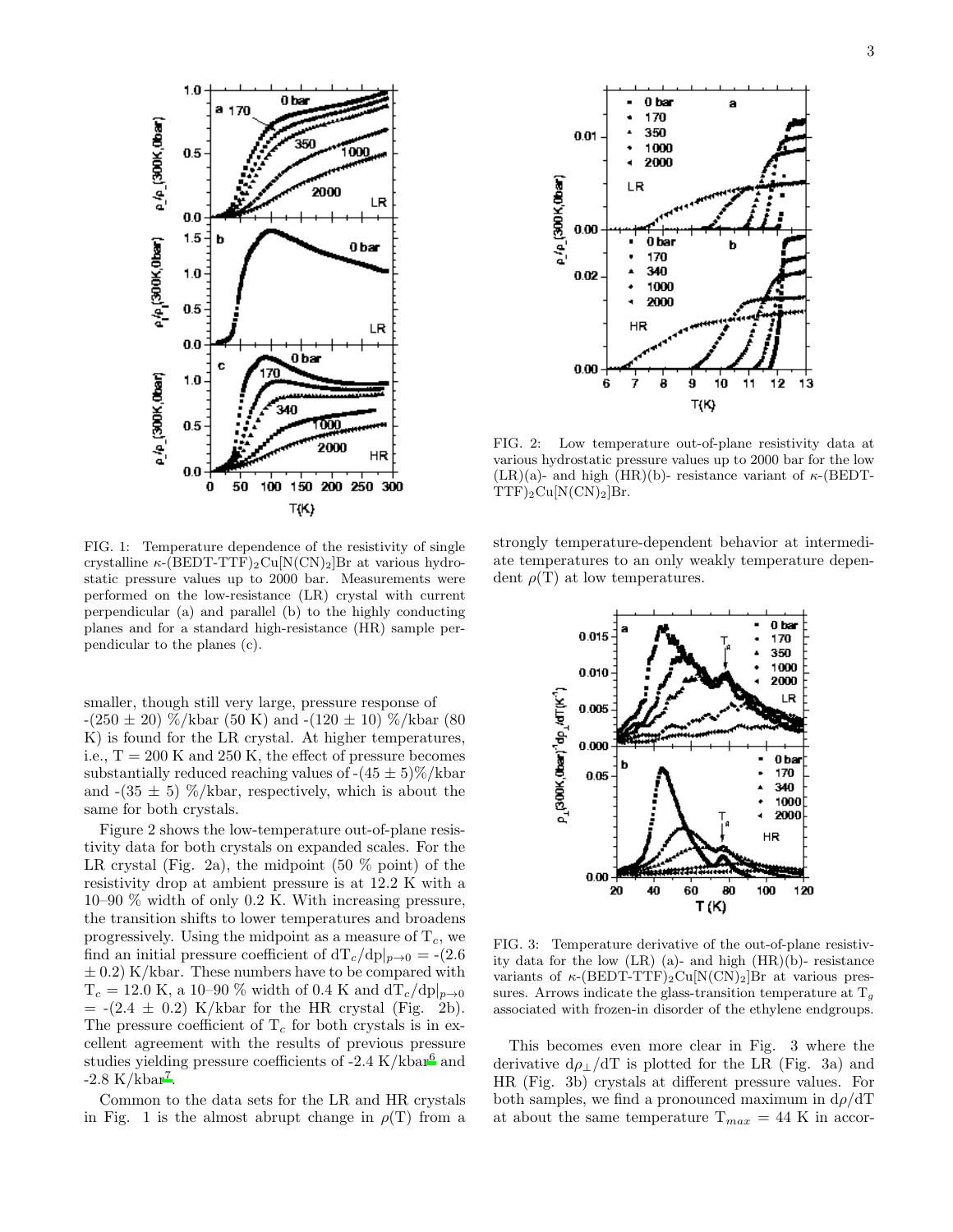FIG. 1: Temperature dependence of the resistivity of single crystalline κ-(BEDT-TTF)$_2$Cu[N(CN)$_2$]Br at various hydrostatic pressure values up to 2000 bar. Measurements were performed on the low-resistance (LR) crystal with current perpendicular (a) and parallel (b) to the highly conducting planes and for a standard high-resistance (HR) sample perpendicular to the planes (c).

smaller, though still very large, pressure response of -(250 ± 20) %/kbar (50 K) and -(120 ± 10) %/kbar (80 K) is found for the LR crystal. At higher temperatures, i.e., T = 200 K and 250 K, the effect of pressure becomes substantially reduced reaching values of -(45 ± 5)%/kbar and -(35 ± 5) %/kbar, respectively, which is about the same for both crystals.

Figure 2 shows the low-temperature out-of-plane resistivity data for both crystals on expanded scales. For the LR crystal (Fig. 2a), the midpoint (50 % point) of the resistivity drop at ambient pressure is at 12.2 K with a 10–90 % width of only 0.2 K. With increasing pressure, the transition shifts to lower temperatures and broadens progressively. Using the midpoint as a measure of $T_c$, we find an initial pressure coefficient of $dT_c/dp|_{p\to 0}$ = -(2.6 ± 0.2) K/kbar. These numbers have to be compared with $T_c$ = 12.0 K, a 10–90 % width of 0.4 K and $dT_c/dp|_{p\to 0}$ = -(2.4 ± 0.2) K/kbar for the HR crystal (Fig. 2b). The pressure coefficient of $T_c$ for both crystals is in excellent agreement with the results of previous pressure studies yielding pressure coefficients of -2.4 K/kbar[6] and -2.8 K/kbar[7].

Common to the data sets for the LR and HR crystals in Fig. 1 is the almost abrupt change in ρ(T) from a strongly temperature-dependent behavior at intermediate temperatures to an only weakly temperature dependent ρ(T) at low temperatures.

FIG. 2: Low temperature out-of-plane resistivity data at various hydrostatic pressure values up to 2000 bar for the low (LR)(a)- and high (HR)(b)- resistance variant of κ-(BEDT-TTF)$_2$Cu[N(CN)$_2$]Br.

FIG. 3: Temperature derivative of the out-of-plane resistivity data for the low (LR) (a)- and high (HR)(b)- resistance variants of κ-(BEDT-TTF)$_2$Cu[N(CN)$_2$]Br at various pressures. Arrows indicate the glass-transition temperature at $T_g$ associated with frozen-in disorder of the ethylene endgroups.

This becomes even more clear in Fig. 3 where the derivative $d\rho_\perp/dT$ is plotted for the LR (Fig. 3a) and HR (Fig. 3b) crystals at different pressure values. For both samples, we find a pronounced maximum in $d\rho/dT$ at about the same temperature $T_{max}$ = 44 K in accor-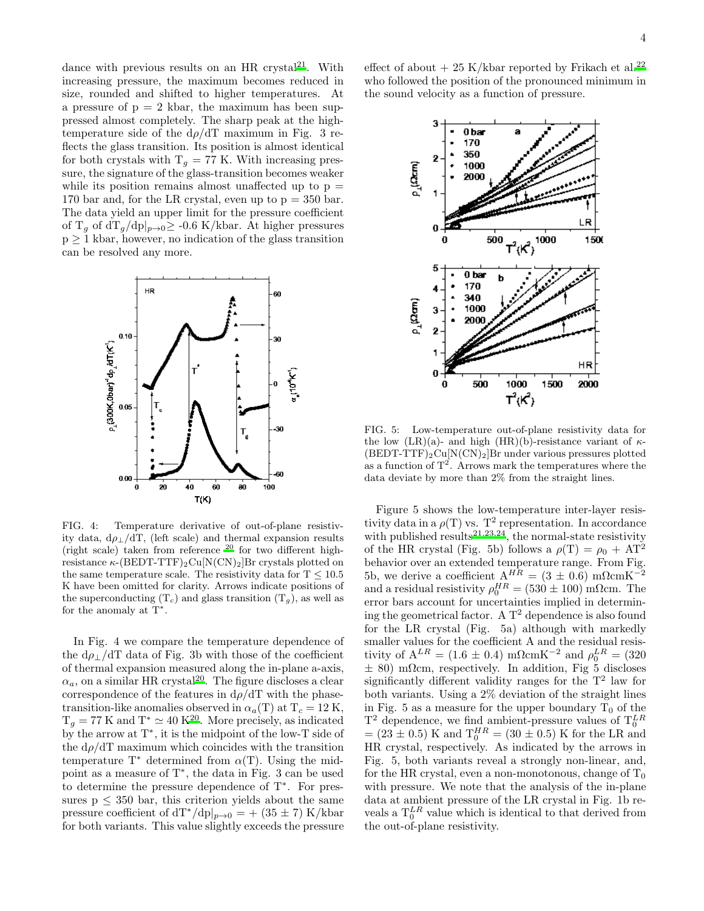dance with previous results on an HR crystal[21]. With increasing pressure, the maximum becomes reduced in size, rounded and shifted to higher temperatures. At a pressure of p = 2 kbar, the maximum has been suppressed almost completely. The sharp peak at the high-temperature side of the $d\rho/dT$ maximum in Fig. 3 reflects the glass transition. Its position is almost identical for both crystals with $T_g$ = 77 K. With increasing pressure, the signature of the glass-transition becomes weaker while its position remains almost unaffected up to p = 170 bar and, for the LR crystal, even up to p = 350 bar. The data yield an upper limit for the pressure coefficient of $T_g$ of $dT_g/dp|_{p\rightarrow 0} \geq$ -0.6 K/kbar. At higher pressures p ≥ 1 kbar, however, no indication of the glass transition can be resolved any more.

FIG. 4: Temperature derivative of out-of-plane resistivity data, $d\rho_\perp/dT$, (left scale) and thermal expansion results (right scale) taken from reference [20] for two different high-resistance $\kappa$-(BEDT-TTF)$_2$Cu[N(CN)$_2$]Br crystals plotted on the same temperature scale. The resistivity data for T ≤ 10.5 K have been omitted for clarity. Arrows indicate positions of the superconducting ($T_c$) and glass transition ($T_g$), as well as for the anomaly at $T^*$.

In Fig. 4 we compare the temperature dependence of the $d\rho_\perp/dT$ data of Fig. 3b with those of the coefficient of thermal expansion measured along the in-plane a-axis, $\alpha_a$, on a similar HR crystal[20]. The figure discloses a clear correspondence of the features in $d\rho/dT$ with the phase-transition-like anomalies observed in $\alpha_a(T)$ at $T_c$ = 12 K, $T_g$ = 77 K and $T^* \simeq$ 40 K[20]. More precisely, as indicated by the arrow at $T^*$, it is the midpoint of the low-T side of the $d\rho/dT$ maximum which coincides with the transition temperature $T^*$ determined from $\alpha(T)$. Using the midpoint as a measure of $T^*$, the data in Fig. 3 can be used to determine the pressure dependence of $T^*$. For pressures p ≤ 350 bar, this criterion yields about the same pressure coefficient of $dT^*/dp|_{p\rightarrow 0}$ = + (35 ± 7) K/kbar for both variants. This value slightly exceeds the pressure effect of about + 25 K/kbar reported by Frikach et al.[22] who followed the position of the pronounced minimum in the sound velocity as a function of pressure.

FIG. 5: Low-temperature out-of-plane resistivity data for the low (LR)(a)- and high (HR)(b)-resistance variant of $\kappa$-(BEDT-TTF)$_2$Cu[N(CN)$_2$]Br under various pressures plotted as a function of $T^2$. Arrows mark the temperatures where the data deviate by more than 2% from the straight lines.

Figure 5 shows the low-temperature inter-layer resistivity data in a $\rho$(T) vs. $T^2$ representation. In accordance with published results[21,23,24], the normal-state resistivity of the HR crystal (Fig. 5b) follows a $\rho(T) = \rho_0 + AT^2$ behavior over an extended temperature range. From Fig. 5b, we derive a coefficient $A^{HR}$ = (3 ± 0.6) m$\Omega$cmK$^{-2}$ and a residual resistivity $\rho_0^{HR}$ = (530 ± 100) m$\Omega$cm. The error bars account for uncertainties implied in determining the geometrical factor. A $T^2$ dependence is also found for the LR crystal (Fig. 5a) although with markedly smaller values for the coefficient A and the residual resistivity of $A^{LR}$ = (1.6 ± 0.4) m$\Omega$cmK$^{-2}$ and $\rho_0^{LR}$ = (320 ± 80) m$\Omega$cm, respectively. In addition, Fig 5 discloses significantly different validity ranges for the $T^2$ law for both variants. Using a 2% deviation of the straight lines in Fig. 5 as a measure for the upper boundary $T_0$ of the $T^2$ dependence, we find ambient-pressure values of $T_0^{LR}$ = (23 ± 0.5) K and $T_0^{HR}$ = (30 ± 0.5) K for the LR and HR crystal, respectively. As indicated by the arrows in Fig. 5, both variants reveal a strongly non-linear, and, for the HR crystal, even a non-monotonous, change of $T_0$ with pressure. We note that the analysis of the in-plane data at ambient pressure of the LR crystal in Fig. 1b reveals a $T_0^{LR}$ value which is identical to that derived from the out-of-plane resistivity.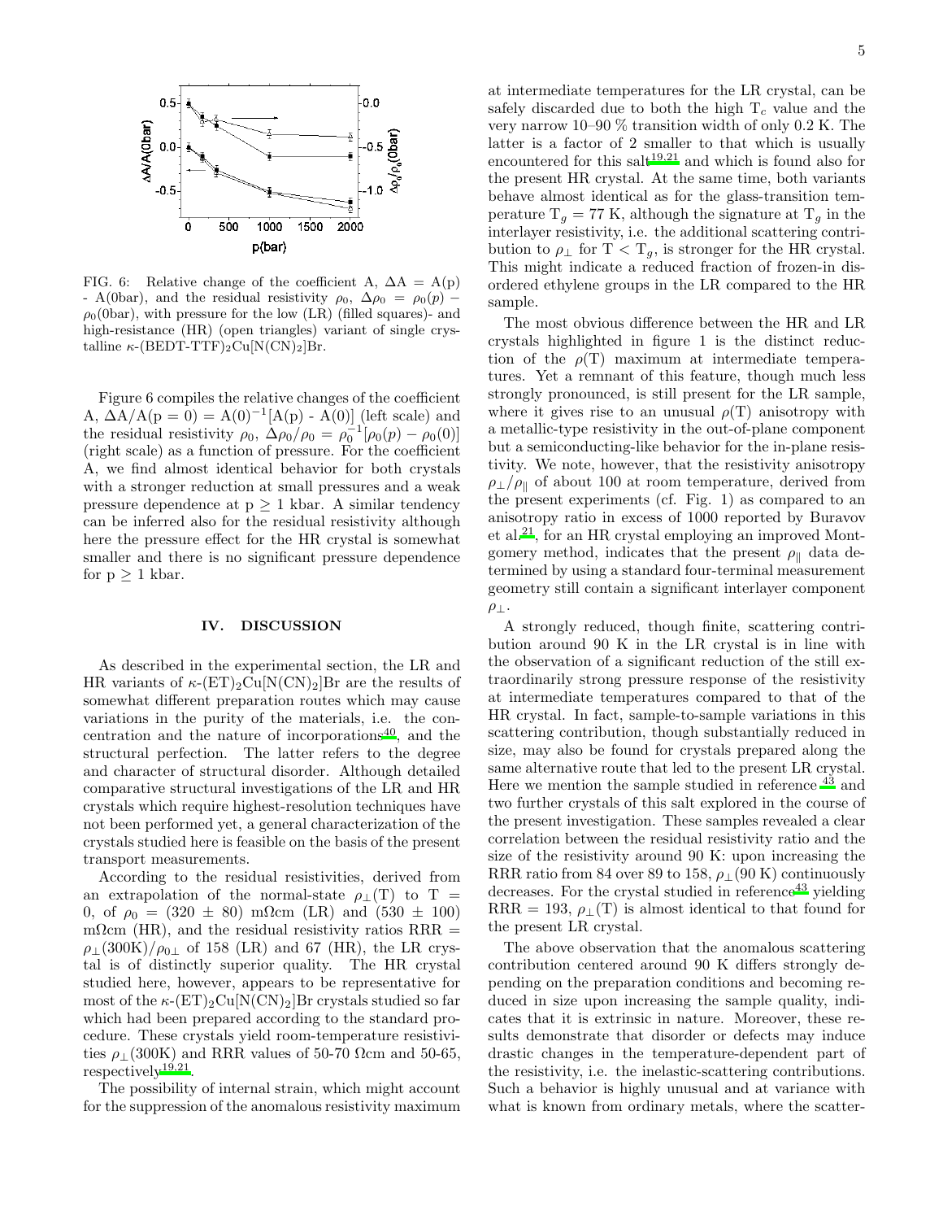FIG. 6: Relative change of the coefficient A, $\Delta A$ = A(p) - A(0bar), and the residual resistivity $\rho_0$, $\Delta\rho_0 = \rho_0(p) - \rho_0(\text{0bar})$, with pressure for the low (LR) (filled squares)- and high-resistance (HR) (open triangles) variant of single crystalline $\kappa$-(BEDT-TTF)$_2$Cu[N(CN)$_2$]Br.

Figure 6 compiles the relative changes of the coefficient A, $\Delta A/A(p = 0) = A(0)^{-1}[A(p) - A(0)]$ (left scale) and the residual resistivity $\rho_0$, $\Delta\rho_0/\rho_0 = \rho_0^{-1}[\rho_0(p) - \rho_0(0)]$ (right scale) as a function of pressure. For the coefficient A, we find almost identical behavior for both crystals with a stronger reduction at small pressures and a weak pressure dependence at p ≥ 1 kbar. A similar tendency can be inferred also for the residual resistivity although here the pressure effect for the HR crystal is somewhat smaller and there is no significant pressure dependence for p ≥ 1 kbar.

## IV. DISCUSSION

As described in the experimental section, the LR and HR variants of $\kappa$-(ET)$_2$Cu[N(CN)$_2$]Br are the results of somewhat different preparation routes which may cause variations in the purity of the materials, i.e. the concentration and the nature of incorporations[40], and the structural perfection. The latter refers to the degree and character of structural disorder. Although detailed comparative structural investigations of the LR and HR crystals which require highest-resolution techniques have not been performed yet, a general characterization of the crystals studied here is feasible on the basis of the present transport measurements.

According to the residual resistivities, derived from an extrapolation of the normal-state $\rho_\perp$(T) to T = 0, of $\rho_0$ = (320 ± 80) mΩcm (LR) and (530 ± 100) mΩcm (HR), and the residual resistivity ratios RRR = $\rho_\perp$(300K)/$\rho_{0\perp}$ of 158 (LR) and 67 (HR), the LR crystal is of distinctly superior quality. The HR crystal studied here, however, appears to be representative for most of the $\kappa$-(ET)$_2$Cu[N(CN)$_2$]Br crystals studied so far which had been prepared according to the standard procedure. These crystals yield room-temperature resistivities $\rho_\perp$(300K) and RRR values of 50-70 Ωcm and 50-65, respectively[19,21].

The possibility of internal strain, which might account for the suppression of the anomalous resistivity maximum at intermediate temperatures for the LR crystal, can be safely discarded due to both the high T$_c$ value and the very narrow 10–90 % transition width of only 0.2 K. The latter is a factor of 2 smaller to that which is usually encountered for this salt[19,21] and which is found also for the present HR crystal. At the same time, both variants behave almost identical as for the glass-transition temperature T$_g$ = 77 K, although the signature at T$_g$ in the interlayer resistivity, i.e. the additional scattering contribution to $\rho_\perp$ for T < T$_g$, is stronger for the HR crystal. This might indicate a reduced fraction of frozen-in disordered ethylene groups in the LR compared to the HR sample.

The most obvious difference between the HR and LR crystals highlighted in figure 1 is the distinct reduction of the $\rho$(T) maximum at intermediate temperatures. Yet a remnant of this feature, though much less strongly pronounced, is still present for the LR sample, where it gives rise to an unusual $\rho$(T) anisotropy with a metallic-type resistivity in the out-of-plane component but a semiconducting-like behavior for the in-plane resistivity. We note, however, that the resistivity anisotropy $\rho_\perp/\rho_\parallel$ of about 100 at room temperature, derived from the present experiments (cf. Fig. 1) as compared to an anisotropy ratio in excess of 1000 reported by Buravov et al.[21], for an HR crystal employing an improved Montgomery method, indicates that the present $\rho_\parallel$ data determined by using a standard four-terminal measurement geometry still contain a significant interlayer component $\rho_\perp$.

A strongly reduced, though finite, scattering contribution around 90 K in the LR crystal is in line with the observation of a significant reduction of the still extraordinarily strong pressure response of the resistivity at intermediate temperatures compared to that of the HR crystal. In fact, sample-to-sample variations in this scattering contribution, though substantially reduced in size, may also be found for crystals prepared along the same alternative route that led to the present LR crystal. Here we mention the sample studied in reference [43] and two further crystals of this salt explored in the course of the present investigation. These samples revealed a clear correlation between the residual resistivity ratio and the size of the resistivity around 90 K: upon increasing the RRR ratio from 84 over 89 to 158, $\rho_\perp$(90 K) continuously decreases. For the crystal studied in reference[43] yielding RRR = 193, $\rho_\perp$(T) is almost identical to that found for the present LR crystal.

The above observation that the anomalous scattering contribution centered around 90 K differs strongly depending on the preparation conditions and becoming reduced in size upon increasing the sample quality, indicates that it is extrinsic in nature. Moreover, these results demonstrate that disorder or defects may induce drastic changes in the temperature-dependent part of the resistivity, i.e. the inelastic-scattering contributions. Such a behavior is highly unusual and at variance with what is known from ordinary metals, where the scatter-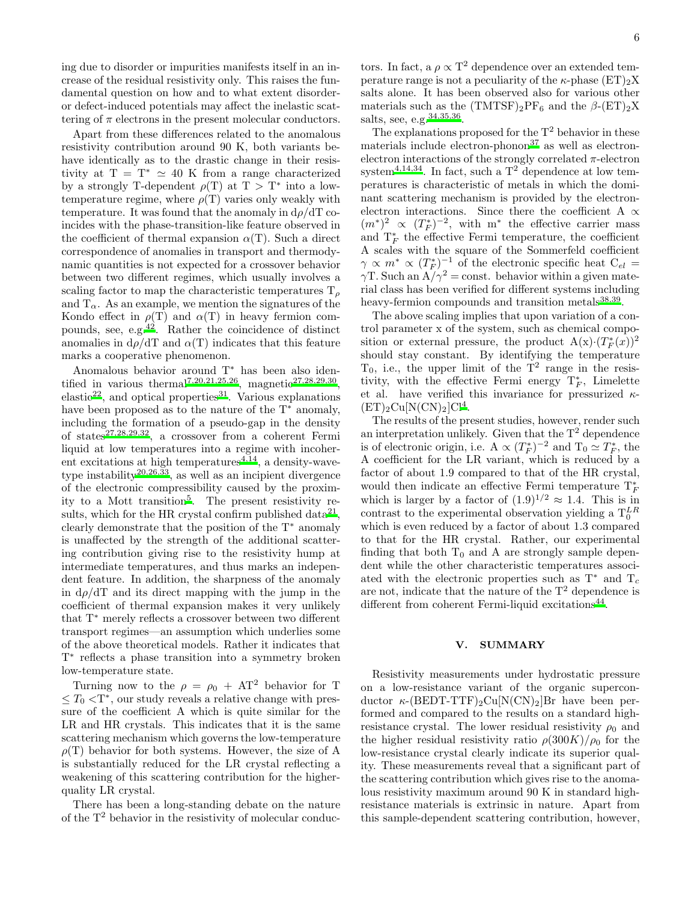ing due to disorder or impurities manifests itself in an increase of the residual resistivity only. This raises the fundamental question on how and to what extent disorder- or defect-induced potentials may affect the inelastic scattering of $\pi$ electrons in the present molecular conductors.

Apart from these differences related to the anomalous resistivity contribution around 90 K, both variants behave identically as to the drastic change in their resistivity at $T = T^* \simeq 40$ K from a range characterized by a strongly T-dependent $\rho(T)$ at $T > T^*$ into a low-temperature regime, where $\rho(T)$ varies only weakly with temperature. It was found that the anomaly in $d\rho/dT$ coincides with the phase-transition-like feature observed in the coefficient of thermal expansion $\alpha(T)$. Such a direct correspondence of anomalies in transport and thermodynamic quantities is not expected for a crossover behavior between two different regimes, which usually involves a scaling factor to map the characteristic temperatures $T_\rho$ and $T_\alpha$. As an example, we mention the signatures of the Kondo effect in $\rho(T)$ and $\alpha(T)$ in heavy fermion compounds, see, e.g.[42]. Rather the coincidence of distinct anomalies in $d\rho/dT$ and $\alpha(T)$ indicates that this feature marks a cooperative phenomenon.

Anomalous behavior around $T^*$ has been also identified in various thermal[7,20,21,25,26], magnetic[27,28,29,30], elastic[22], and optical properties[31]. Various explanations have been proposed as to the nature of the $T^*$ anomaly, including the formation of a pseudo-gap in the density of states[27,28,29,32], a crossover from a coherent Fermi liquid at low temperatures into a regime with incoherent excitations at high temperatures[4,14], a density-wave-type instability[20,26,33], as well as an incipient divergence of the electronic compressibility caused by the proximity to a Mott transition[5]. The present resistivity results, which for the HR crystal confirm published data[21], clearly demonstrate that the position of the $T^*$ anomaly is unaffected by the strength of the additional scattering contribution giving rise to the resistivity hump at intermediate temperatures, and thus marks an independent feature. In addition, the sharpness of the anomaly in $d\rho/dT$ and its direct mapping with the jump in the coefficient of thermal expansion makes it very unlikely that $T^*$ merely reflects a crossover between two different transport regimes—an assumption which underlies some of the above theoretical models. Rather it indicates that $T^*$ reflects a phase transition into a symmetry broken low-temperature state.

Turning now to the $\rho = \rho_0 + AT^2$ behavior for $T \leq T_0 < T^*$, our study reveals a relative change with pressure of the coefficient A which is quite similar for the LR and HR crystals. This indicates that it is the same scattering mechanism which governs the low-temperature $\rho(T)$ behavior for both systems. However, the size of A is substantially reduced for the LR crystal reflecting a weakening of this scattering contribution for the higher-quality LR crystal.

There has been a long-standing debate on the nature of the $T^2$ behavior in the resistivity of molecular conductors. In fact, a $\rho \propto T^2$ dependence over an extended temperature range is not a peculiarity of the $\kappa$-phase $(ET)_2X$ salts alone. It has been observed also for various other materials such as the $(TMTSF)_2PF_6$ and the $\beta$-$(ET)_2X$ salts, see, e.g.[34,35,36].

The explanations proposed for the $T^2$ behavior in these materials include electron-phonon[37] as well as electron-electron interactions of the strongly correlated $\pi$-electron system[4,14,34]. In fact, such a $T^2$ dependence at low temperatures is characteristic of metals in which the dominant scattering mechanism is provided by the electron-electron interactions. Since there the coefficient $A \propto (m^*)^2 \propto (T_F^*)^{-2}$, with $m^*$ the effective carrier mass and $T_F^*$ the effective Fermi temperature, the coefficient A scales with the square of the Sommerfeld coefficient $\gamma \propto m^* \propto (T_F^*)^{-1}$ of the electronic specific heat $C_{el} = \gamma T$. Such an $A/\gamma^2 =$ const. behavior within a given material class has been verified for different systems including heavy-fermion compounds and transition metals[38,39].

The above scaling implies that upon variation of a control parameter x of the system, such as chemical composition or external pressure, the product $A(x) \cdot (T_F^*(x))^2$ should stay constant. By identifying the temperature $T_0$, i.e., the upper limit of the $T^2$ range in the resistivity, with the effective Fermi energy $T_F^*$, Limelette et al. have verified this invariance for pressurized $\kappa$-$(ET)_2Cu[N(CN)_2]Cl$[4].

The results of the present studies, however, render such an interpretation unlikely. Given that the $T^2$ dependence is of electronic origin, i.e. $A \propto (T_F^*)^{-2}$ and $T_0 \simeq T_F^*$, the A coefficient for the LR variant, which is reduced by a factor of about 1.9 compared to that of the HR crystal, would then indicate an effective Fermi temperature $T_F^*$ which is larger by a factor of $(1.9)^{1/2} \approx 1.4$. This is in contrast to the experimental observation yielding a $T_0^{LR}$ which is even reduced by a factor of about 1.3 compared to that for the HR crystal. Rather, our experimental finding that both $T_0$ and A are strongly sample dependent while the other characteristic temperatures associated with the electronic properties such as $T^*$ and $T_c$ are not, indicate that the nature of the $T^2$ dependence is different from coherent Fermi-liquid excitations[44].

## V. SUMMARY

Resistivity measurements under hydrostatic pressure on a low-resistance variant of the organic superconductor $\kappa$-$(BEDT\text{-}TTF)_2Cu[N(CN)_2]Br$ have been performed and compared to the results on a standard high-resistance crystal. The lower residual resistivity $\rho_0$ and the higher residual resistivity ratio $\rho(300K)/\rho_0$ for the low-resistance crystal clearly indicate its superior quality. These measurements reveal that a significant part of the scattering contribution which gives rise to the anomalous resistivity maximum around 90 K in standard high-resistance materials is extrinsic in nature. Apart from this sample-dependent scattering contribution, however,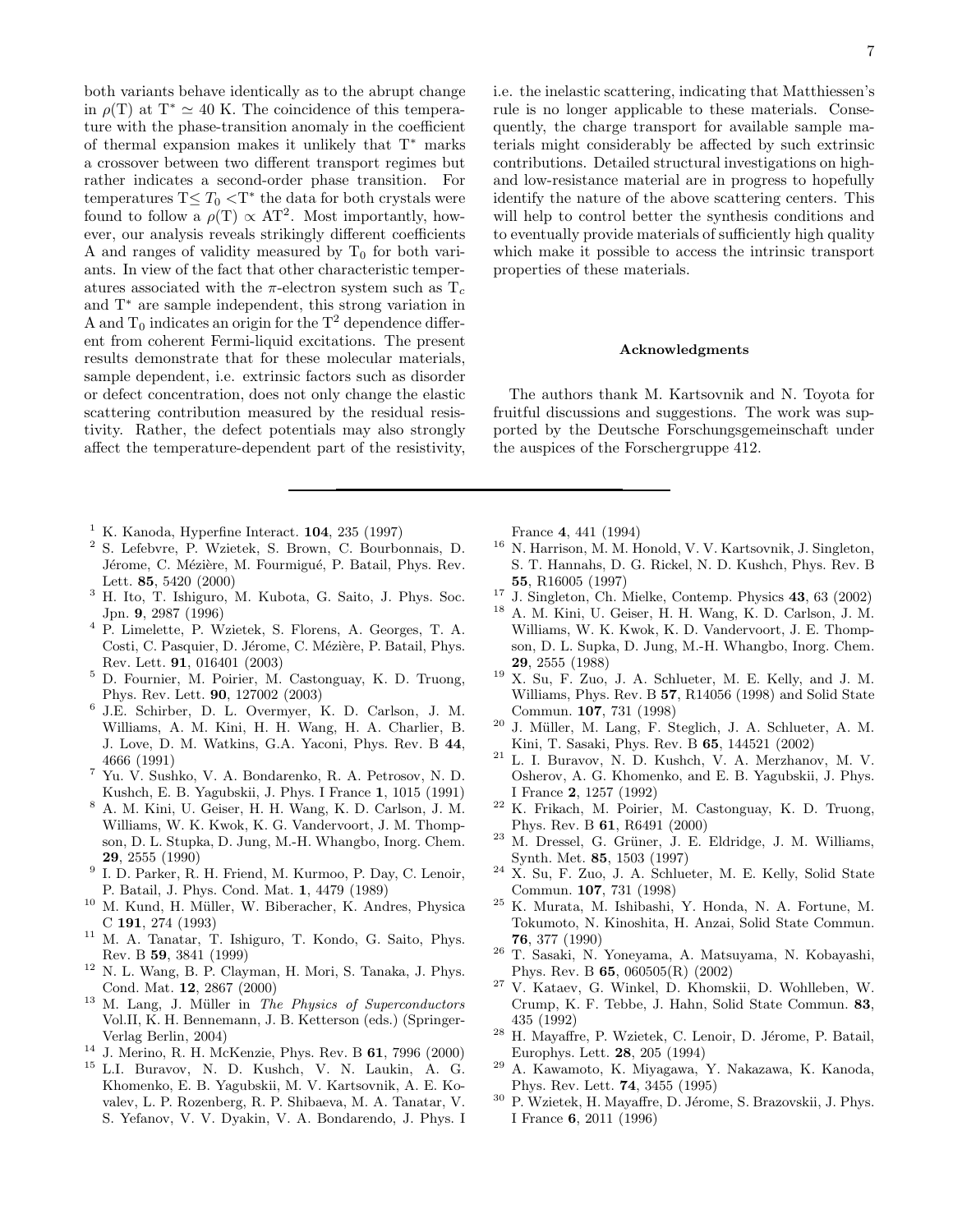both variants behave identically as to the abrupt change in $\rho(T)$ at $T^* \simeq 40$ K. The coincidence of this temperature with the phase-transition anomaly in the coefficient of thermal expansion makes it unlikely that $T^*$ marks a crossover between two different transport regimes but rather indicates a second-order phase transition. For temperatures $T \leq T_0 < T^*$ the data for both crystals were found to follow a $\rho(T) \propto AT^2$. Most importantly, however, our analysis reveals strikingly different coefficients A and ranges of validity measured by $T_0$ for both variants. In view of the fact that other characteristic temperatures associated with the $\pi$-electron system such as $T_c$ and $T^*$ are sample independent, this strong variation in A and $T_0$ indicates an origin for the $T^2$ dependence different from coherent Fermi-liquid excitations. The present results demonstrate that for these molecular materials, sample dependent, i.e. extrinsic factors such as disorder or defect concentration, does not only change the elastic scattering contribution measured by the residual resistivity. Rather, the defect potentials may also strongly affect the temperature-dependent part of the resistivity, i.e. the inelastic scattering, indicating that Matthiessen's rule is no longer applicable to these materials. Consequently, the charge transport for available sample materials might considerably be affected by such extrinsic contributions. Detailed structural investigations on high- and low-resistance material are in progress to hopefully identify the nature of the above scattering centers. This will help to control better the synthesis conditions and to eventually provide materials of sufficiently high quality which make it possible to access the intrinsic transport properties of these materials.

## Acknowledgments

The authors thank M. Kartsovnik and N. Toyota for fruitful discussions and suggestions. The work was supported by the Deutsche Forschungsgemeinschaft under the auspices of the Forschergruppe 412.

---

[1] K. Kanoda, Hyperfine Interact. **104**, 235 (1997)

[2] S. Lefebvre, P. Wzietek, S. Brown, C. Bourbonnais, D. Jérome, C. Mézière, M. Fourmigué, P. Batail, Phys. Rev. Lett. **85**, 5420 (2000)

[3] H. Ito, T. Ishiguro, M. Kubota, G. Saito, J. Phys. Soc. Jpn. **9**, 2987 (1996)

[4] P. Limelette, P. Wzietek, S. Florens, A. Georges, T. A. Costi, C. Pasquier, D. Jérome, C. Mézière, P. Batail, Phys. Rev. Lett. **91**, 016401 (2003)

[5] D. Fournier, M. Poirier, M. Castonguay, K. D. Truong, Phys. Rev. Lett. **90**, 127002 (2003)

[6] J.E. Schirber, D. L. Overmyer, K. D. Carlson, J. M. Williams, A. M. Kini, H. H. Wang, H. A. Charlier, B. J. Love, D. M. Watkins, G.A. Yaconi, Phys. Rev. B **44**, 4666 (1991)

[7] Yu. V. Sushko, V. A. Bondarenko, R. A. Petrosov, N. D. Kushch, E. B. Yagubskii, J. Phys. I France **1**, 1015 (1991)

[8] A. M. Kini, U. Geiser, H. H. Wang, K. D. Carlson, J. M. Williams, W. K. Kwok, K. G. Vandervoort, J. M. Thompson, D. L. Stupka, D. Jung, M.-H. Whangbo, Inorg. Chem. **29**, 2555 (1990)

[9] I. D. Parker, R. H. Friend, M. Kurmoo, P. Day, C. Lenoir, P. Batail, J. Phys. Cond. Mat. **1**, 4479 (1989)

[10] M. Kund, H. Müller, W. Biberacher, K. Andres, Physica C **191**, 274 (1993)

[11] M. A. Tanatar, T. Ishiguro, T. Kondo, G. Saito, Phys. Rev. B **59**, 3841 (1999)

[12] N. L. Wang, B. P. Clayman, H. Mori, S. Tanaka, J. Phys. Cond. Mat. **12**, 2867 (2000)

[13] M. Lang, J. Müller in *The Physics of Superconductors* Vol.II, K. H. Bennemann, J. B. Ketterson (eds.) (Springer-Verlag Berlin, 2004)

[14] J. Merino, R. H. McKenzie, Phys. Rev. B **61**, 7996 (2000)

[15] L.I. Buravov, N. D. Kushch, V. N. Laukin, A. G. Khomenko, E. B. Yagubskii, M. V. Kartsovnik, A. E. Kovalev, L. P. Rozenberg, R. P. Shibaeva, M. A. Tanatar, V. S. Yefanov, V. V. Dyakin, V. A. Bondarendo, J. Phys. I France **4**, 441 (1994)

[16] N. Harrison, M. M. Honold, V. V. Kartsovnik, J. Singleton, S. T. Hannahs, D. G. Rickel, N. D. Kushch, Phys. Rev. B **55**, R16005 (1997)

[17] J. Singleton, Ch. Mielke, Contemp. Physics **43**, 63 (2002)

[18] A. M. Kini, U. Geiser, H. H. Wang, K. D. Carlson, J. M. Williams, W. K. Kwok, K. D. Vandervoort, J. E. Thompson, D. L. Supka, D. Jung, M.-H. Whangbo, Inorg. Chem. **29**, 2555 (1988)

[19] X. Su, F. Zuo, J. A. Schlueter, M. E. Kelly, and J. M. Williams, Phys. Rev. B **57**, R14056 (1998) and Solid State Commun. **107**, 731 (1998)

[20] J. Müller, M. Lang, F. Steglich, J. A. Schlueter, A. M. Kini, T. Sasaki, Phys. Rev. B **65**, 144521 (2002)

[21] L. I. Buravov, N. D. Kushch, V. A. Merzhanov, M. V. Osherov, A. G. Khomenko, and E. B. Yagubskii, J. Phys. I France **2**, 1257 (1992)

[22] K. Frikach, M. Poirier, M. Castonguay, K. D. Truong, Phys. Rev. B **61**, R6491 (2000)

[23] M. Dressel, G. Grüner, J. E. Eldridge, J. M. Williams, Synth. Met. **85**, 1503 (1997)

[24] X. Su, F. Zuo, J. A. Schlueter, M. E. Kelly, Solid State Commun. **107**, 731 (1998)

[25] K. Murata, M. Ishibashi, Y. Honda, N. A. Fortune, M. Tokumoto, N. Kinoshita, H. Anzai, Solid State Commun. **76**, 377 (1990)

[26] T. Sasaki, N. Yoneyama, A. Matsuyama, N. Kobayashi, Phys. Rev. B **65**, 060505(R) (2002)

[27] V. Kataev, G. Winkel, D. Khomskii, D. Wohlleben, W. Crump, K. F. Tebbe, J. Hahn, Solid State Commun. **83**, 435 (1992)

[28] H. Mayaffre, P. Wzietek, C. Lenoir, D. Jérome, P. Batail, Europhys. Lett. **28**, 205 (1994)

[29] A. Kawamoto, K. Miyagawa, Y. Nakazawa, K. Kanoda, Phys. Rev. Lett. **74**, 3455 (1995)

[30] P. Wzietek, H. Mayaffre, D. Jérome, S. Brazovskii, J. Phys. I France **6**, 2011 (1996)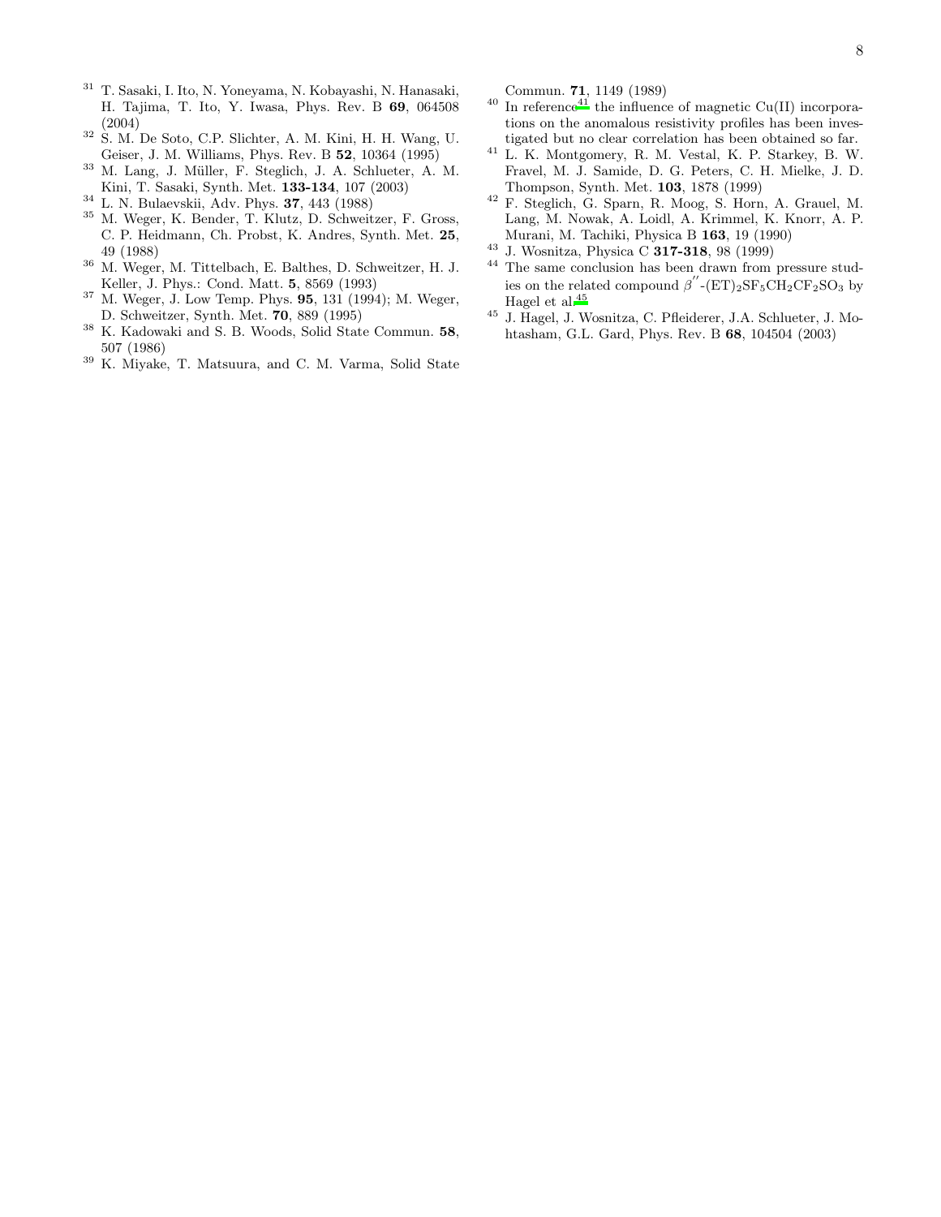[31] T. Sasaki, I. Ito, N. Yoneyama, N. Kobayashi, N. Hanasaki, H. Tajima, T. Ito, Y. Iwasa, Phys. Rev. B **69**, 064508 (2004)

[32] S. M. De Soto, C.P. Slichter, A. M. Kini, H. H. Wang, U. Geiser, J. M. Williams, Phys. Rev. B **52**, 10364 (1995)

[33] M. Lang, J. Müller, F. Steglich, J. A. Schlueter, A. M. Kini, T. Sasaki, Synth. Met. **133-134**, 107 (2003)

[34] L. N. Bulaevskii, Adv. Phys. **37**, 443 (1988)

[35] M. Weger, K. Bender, T. Klutz, D. Schweitzer, F. Gross, C. P. Heidmann, Ch. Probst, K. Andres, Synth. Met. **25**, 49 (1988)

[36] M. Weger, M. Tittelbach, E. Balthes, D. Schweitzer, H. J. Keller, J. Phys.: Cond. Matt. **5**, 8569 (1993)

[37] M. Weger, J. Low Temp. Phys. **95**, 131 (1994); M. Weger, D. Schweitzer, Synth. Met. **70**, 889 (1995)

[38] K. Kadowaki and S. B. Woods, Solid State Commun. **58**, 507 (1986)

[39] K. Miyake, T. Matsuura, and C. M. Varma, Solid State Commun. **71**, 1149 (1989)

[40] In reference[41] the influence of magnetic Cu(II) incorporations on the anomalous resistivity profiles has been investigated but no clear correlation has been obtained so far.

[41] L. K. Montgomery, R. M. Vestal, K. P. Starkey, B. W. Fravel, M. J. Samide, D. G. Peters, C. H. Mielke, J. D. Thompson, Synth. Met. **103**, 1878 (1999)

[42] F. Steglich, G. Sparn, R. Moog, S. Horn, A. Grauel, M. Lang, M. Nowak, A. Loidl, A. Krimmel, K. Knorr, A. P. Murani, M. Tachiki, Physica B **163**, 19 (1990)

[43] J. Wosnitza, Physica C **317-318**, 98 (1999)

[44] The same conclusion has been drawn from pressure studies on the related compound $\beta''$-$(ET)_2SF_5CH_2CF_2SO_3$ by Hagel et al.[45]

[45] J. Hagel, J. Wosnitza, C. Pfleiderer, J.A. Schlueter, J. Mohtasham, G.L. Gard, Phys. Rev. B **68**, 104504 (2003)